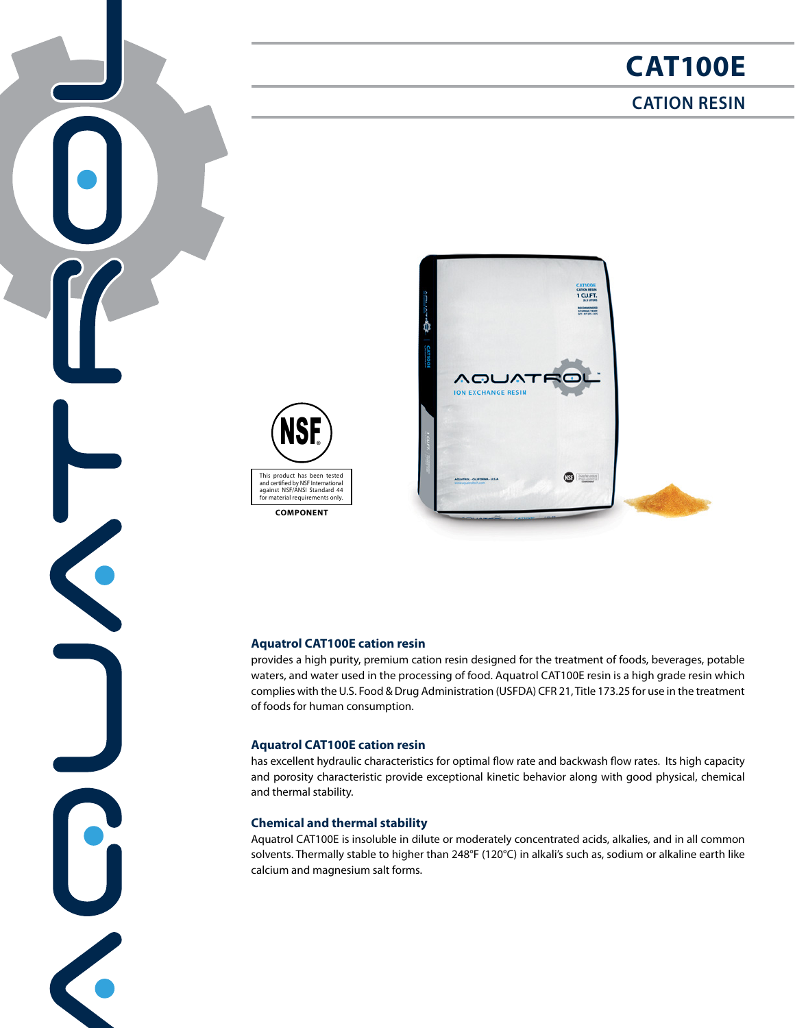# CAT100E

## CATION RESIN

This product has been tested and certified by NSF International against NSF/ANSI Standard 44 for material requirements only.

COMPONENT

### Aquatrol CAT100E cation resin

provides a high purity, premium cation resin designed for the treatment of foods, beverages, potable waters, and water used in the processing of food. Aquatrol CAT100E resin is a high grade resin which complies with the U.S. Food & Drug Administration (USFDA) CFR 21, Title 173.25 for use in the treatment of foods for human consumption.

### Aquatrol CAT100E cation resin

has excellent hydraulic characteristics for optimal flow rate and backwash flow rates. Its high capacity and porosity characteristic provide exceptional kinetic behavior along with good physical, chemical and thermal stability.

### Chemical and thermal stability

Aquatrol CAT100E is insoluble in dilute or moderately concentrated acids, alkalies, and in all common solvents. Thermally stable to higher than 248°F (120°C) in alkali's such as, sodium or alkaline earth like calcium and magnesium salt forms.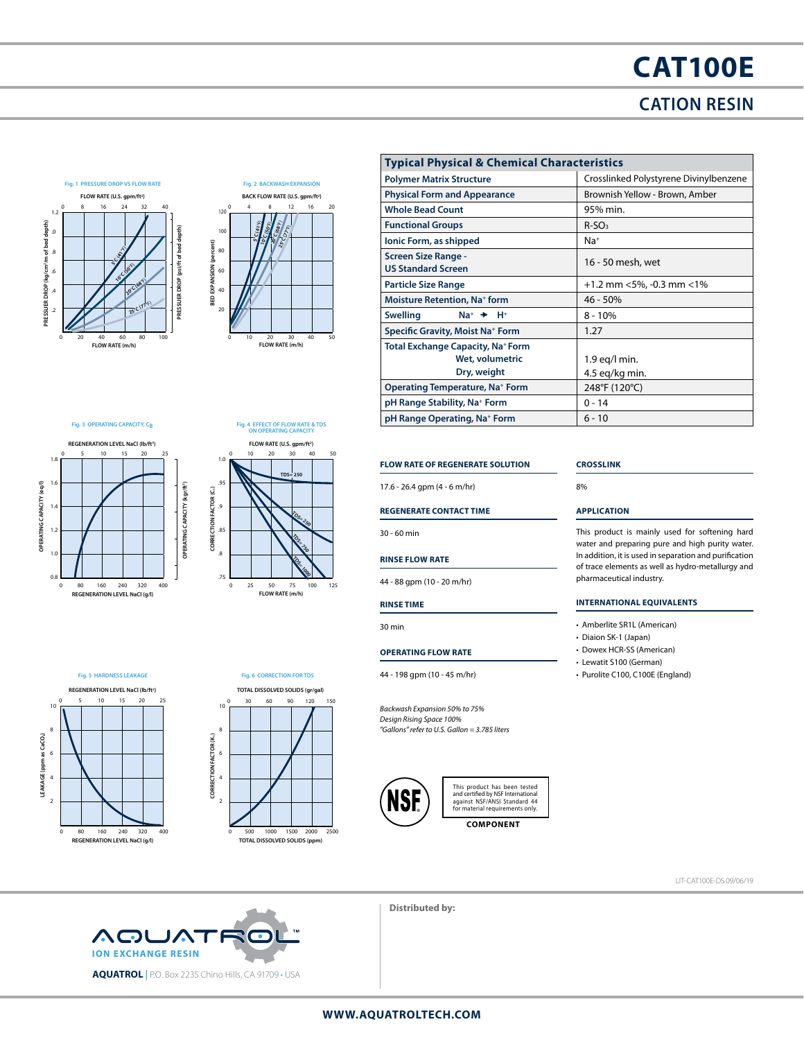# CAT100E

## CATION RESIN

Fig. 1 PRESSURE DROP VS FLOW RATE

FLOW RATE (U.S. gpm/ft²)

0 8 16 24 32 40

PRESSUER DROP (kg/cm²/m of bed depth)

1.2 1.0 .8 .6 .4 .2 0

PRESSUER DROP (psi/ft of bed depth)

5°C (41°F)
10°C (50°F)
20°C (68°F)
25°C (77°F)

0 20 40 60 80 100

FLOW RATE (m/h)

Fig. 2 BACKWASH EXPANSION

BACK FLOW RATE (U.S. gpm/ft²)

0 4 8 12 16 20

BED EXPANSION (percent)

120 100 80 60 40 20

5°C (41°F)
10°C (50°F)
20°C (68°F)
25°C (77°F)

0 10 20 30 40 50

FLOW RATE (m/h)

Fig. 3 OPERATING CAPACITY, $C_B$

REGENERATION LEVEL NaCl (lb/ft³)

0 5 10 15 20 25

OPERATING CAPACITY (eq/l)

1.8 1.6 1.4 1.2 1.0 0.8

OPERATING CAPACITY (kg/ft³)

0 80 160 240 320 400

REGENERATION LEVEL NaCl (g/l)

Fig. 4 EFFECT OF FLOW RATE & TDS ON OPERATING CAPACITY

FLOW RATE (U.S. gpm/ft²)

0 10 20 30 40 50

CORRECTION FACTOR ($C_r$)

1.0 .95 .9 .85 .8 .75

TDS= 250
TDS= 250
TDS= 750
TDS= 1000

0 25 50 75 100 125

FLOW RATE (m/h)

Fig. 5 HARDNESS LEAKAGE

REGENERATION LEVEL NaCl (lb/ft³)

0 5 10 15 20 25

LEAKAGE (ppm as $CaCO_3$)

10 8 6 4 2

0 80 160 240 320 400

REGENERATION LEVEL NaCl (g/l)

Fig. 6 CORRECTION FOR TDS

TOTAL DISSOLVED SOLIDS (gr/gal)

0 30 60 90 120 150

CORRECTION FACTOR ($K_r$)

10 8 6 4 2

0 500 1000 1500 2000 2500

TOTAL DISSOLVED SOLIDS (ppm)

| Typical Physical & Chemical Characteristics | |
|---|---|
| Polymer Matrix Structure | Crosslinked Polystyrene Divinylbenzene |
| Physical Form and Appearance | Brownish Yellow - Brown, Amber |
| Whole Bead Count | 95% min. |
| Functional Groups | $R\text{-}SO_3$ |
| Ionic Form, as shipped | $Na^+$ |
| Screen Size Range - US Standard Screen | 16 - 50 mesh, wet |
| Particle Size Range | +1.2 mm <5%, -0.3 mm <1% |
| Moisture Retention, $Na^+$ form | 46 - 50% |
| Swelling $Na^+ \rightarrow H^+$ | 8 - 10% |
| Specific Gravity, Moist $Na^+$ Form | 1.27 |
| Total Exchange Capacity, $Na^+$ Form<br>Wet, volumetric<br>Dry, weight | <br>1.9 eq/l min.<br>4.5 eq/kg min. |
| Operating Temperature, $Na^+$ Form | 248°F (120°C) |
| pH Range Stability, $Na^+$ Form | 0 - 14 |
| pH Range Operating, $Na^+$ Form | 6 - 10 |

### FLOW RATE OF REGENERATE SOLUTION

17.6 - 26.4 gpm (4 - 6 m/hr)

### REGENERATE CONTACT TIME

30 - 60 min

### RINSE FLOW RATE

44 - 88 gpm (10 - 20 m/hr)

### RINSE TIME

30 min

### OPERATING FLOW RATE

44 - 198 gpm (10 - 45 m/hr)

*Backwash Expansion 50% to 75%*
*Design Rising Space 100%*
*"Gallons" refer to U.S. Gallon = 3.785 liters*

### CROSSLINK

8%

### APPLICATION

This product is mainly used for softening hard water and preparing pure and high purity water. In addition, it is used in separation and purification of trace elements as well as hydro-metallurgy and pharmaceutical industry.

### INTERNATIONAL EQUIVALENTS

- Amberlite SR1L (American)
- Diaion SK-1 (Japan)
- Dowex HCR-SS (American)
- Lewatit S100 (German)
- Purolite C100, C100E (England)

NSF

This product has been tested and certified by NSF International against NSF/ANSI Standard 44 for material requirements only.

COMPONENT

LIT-CAT100E-DS 09/06/19

AQUATROL™
ION EXCHANGE RESIN

**AQUATROL** | P.O. Box 2235 Chino Hills, CA 91709 • USA

**Distributed by:**

**WWW.AQUATROLTECH.COM**